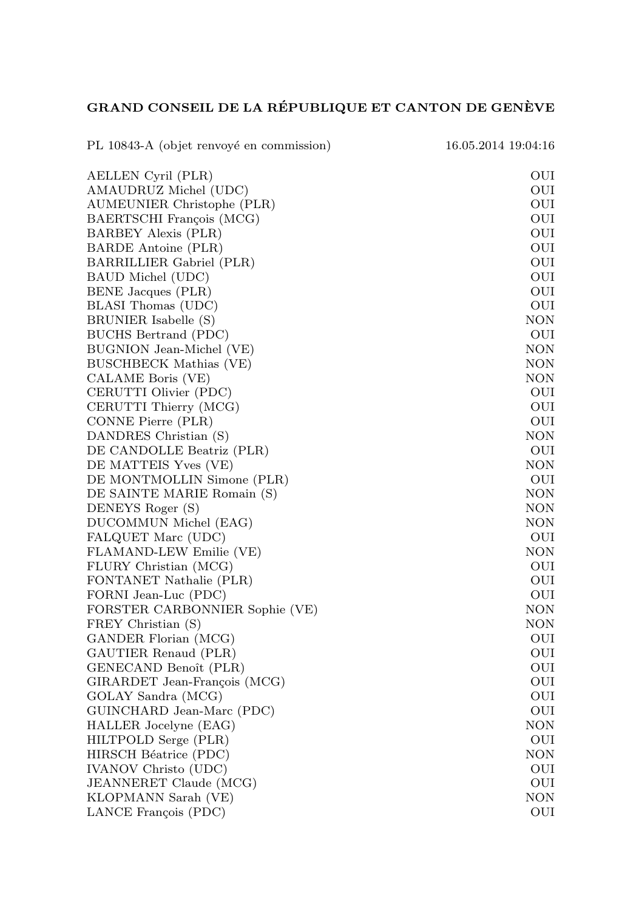## GRAND CONSEIL DE LA RÉPUBLIQUE ET CANTON DE GENÈVE

PL 10843-A (objet renvoyé en commission) 16.05.2014 19:04:16

| | |
|---|---|
| AELLEN Cyril (PLR) | OUI |
| AMAUDRUZ Michel (UDC) | OUI |
| AUMEUNIER Christophe (PLR) | OUI |
| BAERTSCHI François (MCG) | OUI |
| BARBEY Alexis (PLR) | OUI |
| BARDE Antoine (PLR) | OUI |
| BARRILLIER Gabriel (PLR) | OUI |
| BAUD Michel (UDC) | OUI |
| BENE Jacques (PLR) | OUI |
| BLASI Thomas (UDC) | OUI |
| BRUNIER Isabelle (S) | NON |
| BUCHS Bertrand (PDC) | OUI |
| BUGNION Jean-Michel (VE) | NON |
| BUSCHBECK Mathias (VE) | NON |
| CALAME Boris (VE) | NON |
| CERUTTI Olivier (PDC) | OUI |
| CERUTTI Thierry (MCG) | OUI |
| CONNE Pierre (PLR) | OUI |
| DANDRES Christian (S) | NON |
| DE CANDOLLE Beatriz (PLR) | OUI |
| DE MATTEIS Yves (VE) | NON |
| DE MONTMOLLIN Simone (PLR) | OUI |
| DE SAINTE MARIE Romain (S) | NON |
| DENEYS Roger (S) | NON |
| DUCOMMUN Michel (EAG) | NON |
| FALQUET Marc (UDC) | OUI |
| FLAMAND-LEW Emilie (VE) | NON |
| FLURY Christian (MCG) | OUI |
| FONTANET Nathalie (PLR) | OUI |
| FORNI Jean-Luc (PDC) | OUI |
| FORSTER CARBONNIER Sophie (VE) | NON |
| FREY Christian (S) | NON |
| GANDER Florian (MCG) | OUI |
| GAUTIER Renaud (PLR) | OUI |
| GENECAND Benoît (PLR) | OUI |
| GIRARDET Jean-François (MCG) | OUI |
| GOLAY Sandra (MCG) | OUI |
| GUINCHARD Jean-Marc (PDC) | OUI |
| HALLER Jocelyne (EAG) | NON |
| HILTPOLD Serge (PLR) | OUI |
| HIRSCH Béatrice (PDC) | NON |
| IVANOV Christo (UDC) | OUI |
| JEANNERET Claude (MCG) | OUI |
| KLOPMANN Sarah (VE) | NON |
| LANCE François (PDC) | OUI |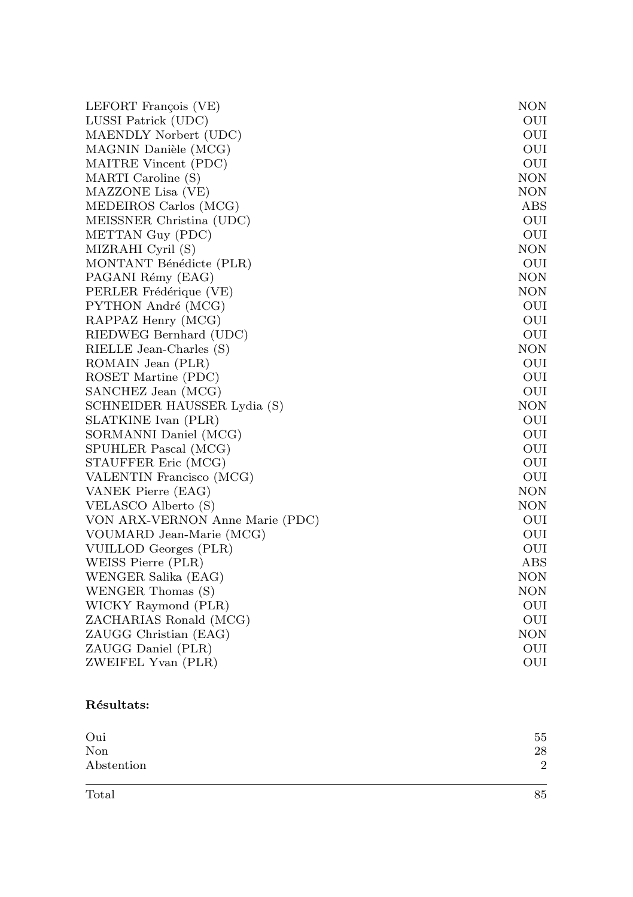| | |
|---|---|
| LEFORT François (VE) | NON |
| LUSSI Patrick (UDC) | OUI |
| MAENDLY Norbert (UDC) | OUI |
| MAGNIN Danièle (MCG) | OUI |
| MAITRE Vincent (PDC) | OUI |
| MARTI Caroline (S) | NON |
| MAZZONE Lisa (VE) | NON |
| MEDEIROS Carlos (MCG) | ABS |
| MEISSNER Christina (UDC) | OUI |
| METTAN Guy (PDC) | OUI |
| MIZRAHI Cyril (S) | NON |
| MONTANT Bénédicte (PLR) | OUI |
| PAGANI Rémy (EAG) | NON |
| PERLER Frédérique (VE) | NON |
| PYTHON André (MCG) | OUI |
| RAPPAZ Henry (MCG) | OUI |
| RIEDWEG Bernhard (UDC) | OUI |
| RIELLE Jean-Charles (S) | NON |
| ROMAIN Jean (PLR) | OUI |
| ROSET Martine (PDC) | OUI |
| SANCHEZ Jean (MCG) | OUI |
| SCHNEIDER HAUSSER Lydia (S) | NON |
| SLATKINE Ivan (PLR) | OUI |
| SORMANNI Daniel (MCG) | OUI |
| SPUHLER Pascal (MCG) | OUI |
| STAUFFER Eric (MCG) | OUI |
| VALENTIN Francisco (MCG) | OUI |
| VANEK Pierre (EAG) | NON |
| VELASCO Alberto (S) | NON |
| VON ARX-VERNON Anne Marie (PDC) | OUI |
| VOUMARD Jean-Marie (MCG) | OUI |
| VUILLOD Georges (PLR) | OUI |
| WEISS Pierre (PLR) | ABS |
| WENGER Salika (EAG) | NON |
| WENGER Thomas (S) | NON |
| WICKY Raymond (PLR) | OUI |
| ZACHARIAS Ronald (MCG) | OUI |
| ZAUGG Christian (EAG) | NON |
| ZAUGG Daniel (PLR) | OUI |
| ZWEIFEL Yvan (PLR) | OUI |

**Résultats:**

| | |
|---|---|
| Oui | 55 |
| Non | 28 |
| Abstention | 2 |
| Total | 85 |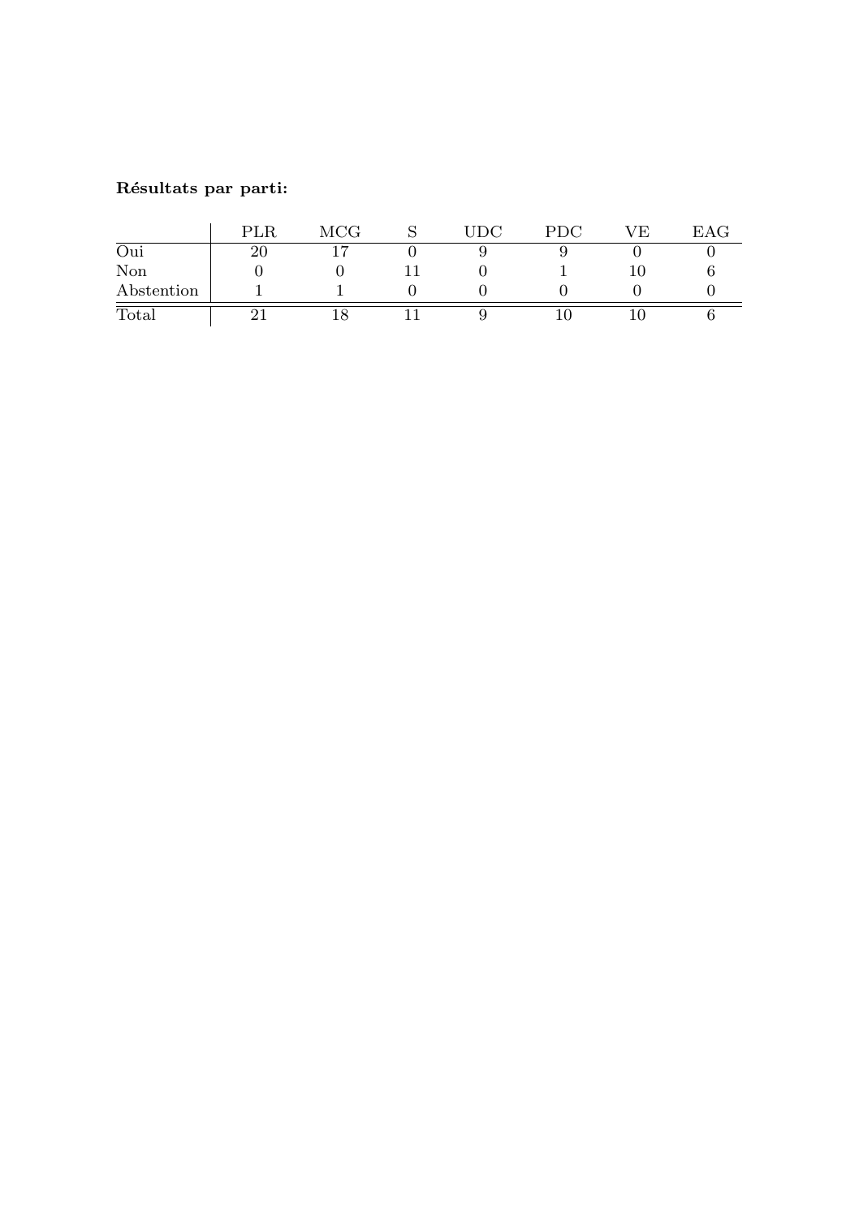**Résultats par parti:**

| | PLR | MCG | S | UDC | PDC | VE | EAG |
|---|---|---|---|---|---|---|---|
| Oui | 20 | 17 | 0 | 9 | 9 | 0 | 0 |
| Non | 0 | 0 | 11 | 0 | 1 | 10 | 6 |
| Abstention | 1 | 1 | 0 | 0 | 0 | 0 | 0 |
| Total | 21 | 18 | 11 | 9 | 10 | 10 | 6 |